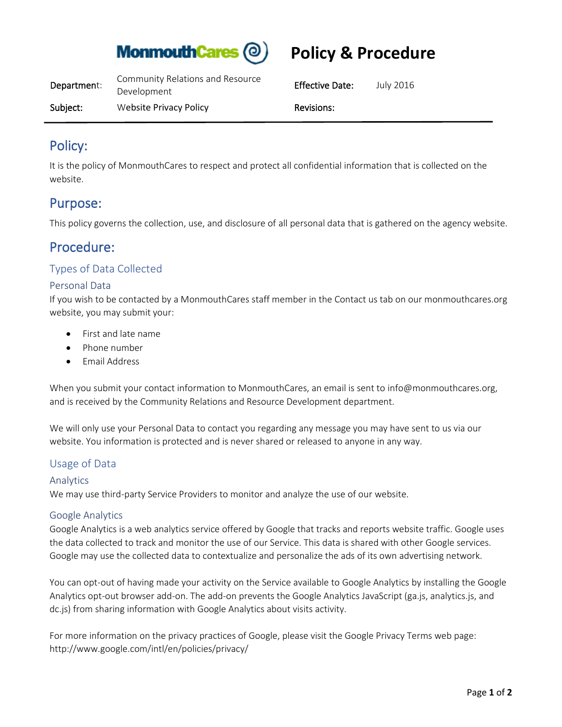MonmouthCares

# Policy & Procedure

| Department: | Community Relations and Resource Development | Effective Date: | July 2016 |
| --- | --- | --- | --- |
| Subject: | Website Privacy Policy | Revisions: | |

## Policy:

It is the policy of MonmouthCares to respect and protect all confidential information that is collected on the website.

## Purpose:

This policy governs the collection, use, and disclosure of all personal data that is gathered on the agency website.

## Procedure:

### Types of Data Collected

#### Personal Data

If you wish to be contacted by a MonmouthCares staff member in the Contact us tab on our monmouthcares.org website, you may submit your:

- First and late name
- Phone number
- Email Address

When you submit your contact information to MonmouthCares, an email is sent to info@monmouthcares.org, and is received by the Community Relations and Resource Development department.

We will only use your Personal Data to contact you regarding any message you may have sent to us via our website. You information is protected and is never shared or released to anyone in any way.

### Usage of Data

#### Analytics

We may use third-party Service Providers to monitor and analyze the use of our website.

#### Google Analytics

Google Analytics is a web analytics service offered by Google that tracks and reports website traffic. Google uses the data collected to track and monitor the use of our Service. This data is shared with other Google services. Google may use the collected data to contextualize and personalize the ads of its own advertising network.

You can opt-out of having made your activity on the Service available to Google Analytics by installing the Google Analytics opt-out browser add-on. The add-on prevents the Google Analytics JavaScript (ga.js, analytics.js, and dc.js) from sharing information with Google Analytics about visits activity.

For more information on the privacy practices of Google, please visit the Google Privacy Terms web page: http://www.google.com/intl/en/policies/privacy/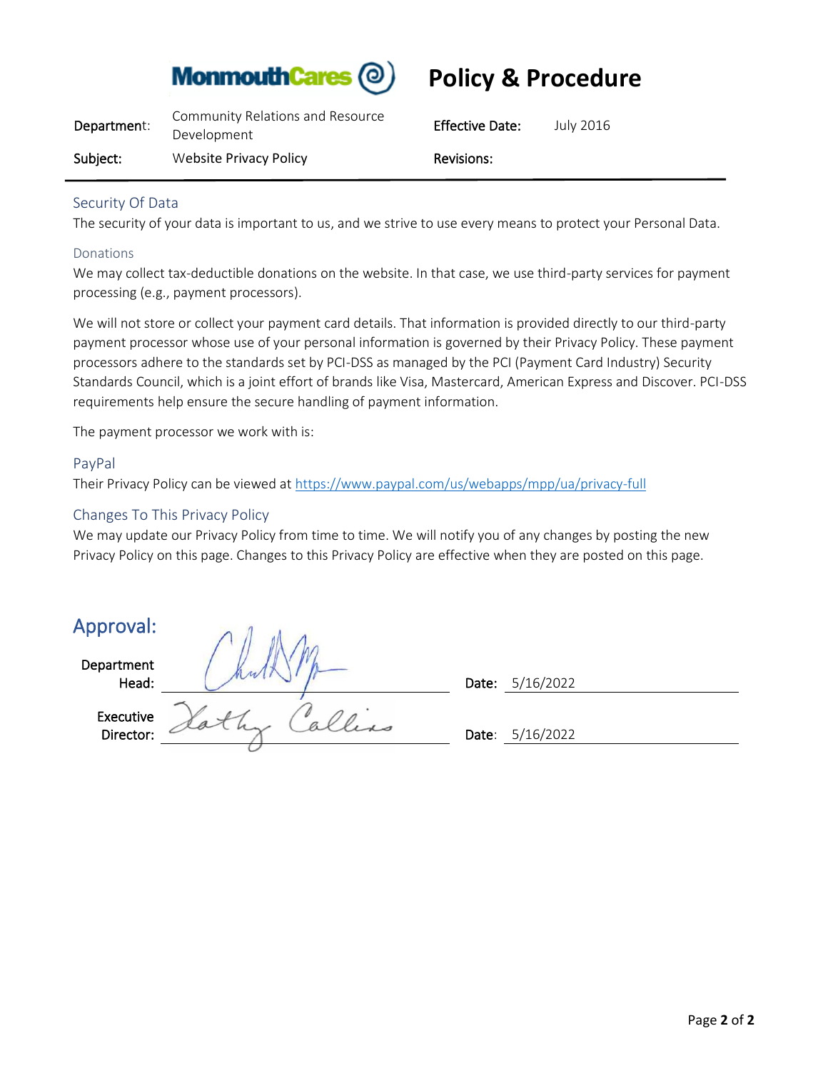# MonmouthCares Policy & Procedure

| | | | |
|---|---|---|---|
| **Department:** | Community Relations and Resource Development | **Effective Date:** | July 2016 |
| **Subject:** | Website Privacy Policy | **Revisions:** | |

## Security Of Data

The security of your data is important to us, and we strive to use every means to protect your Personal Data.

### Donations

We may collect tax-deductible donations on the website. In that case, we use third-party services for payment processing (e.g., payment processors).

We will not store or collect your payment card details. That information is provided directly to our third-party payment processor whose use of your personal information is governed by their Privacy Policy. These payment processors adhere to the standards set by PCI-DSS as managed by the PCI (Payment Card Industry) Security Standards Council, which is a joint effort of brands like Visa, Mastercard, American Express and Discover. PCI-DSS requirements help ensure the secure handling of payment information.

The payment processor we work with is:

## PayPal

Their Privacy Policy can be viewed at https://www.paypal.com/us/webapps/mpp/ua/privacy-full

## Changes To This Privacy Policy

We may update our Privacy Policy from time to time. We will notify you of any changes by posting the new Privacy Policy on this page. Changes to this Privacy Policy are effective when they are posted on this page.

## Approval:

| | | | |
|---|---|---|---|
| **Department Head:** | [Signature] | **Date:** | 5/16/2022 |
| **Executive Director:** | [Signature: Kathy Collins] | **Date:** | 5/16/2022 |